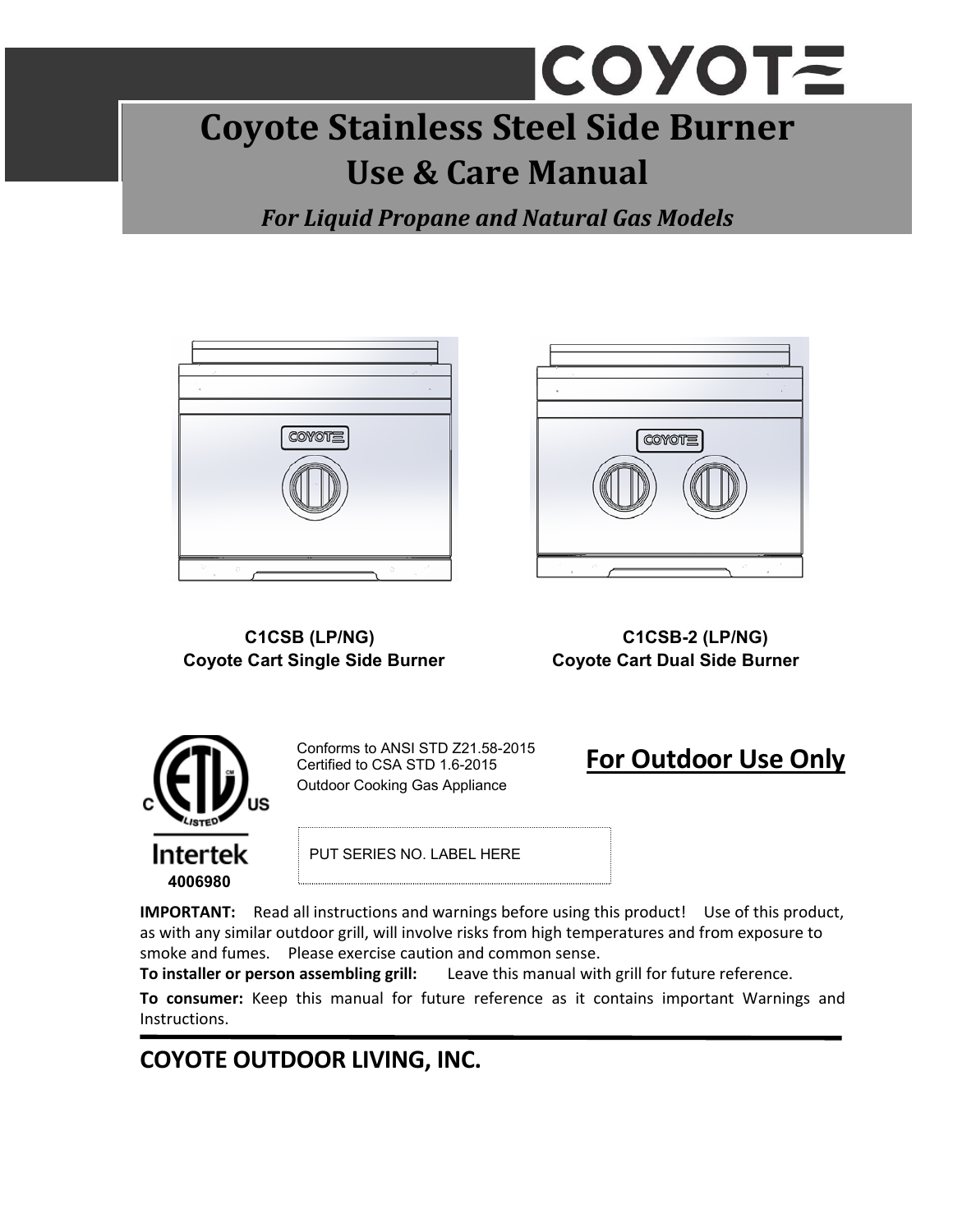COYOTE

# Coyote Stainless Steel Side Burner

## Use & Care Manual

*For Liquid Propane and Natural Gas Models*

**C1CSB (LP/NG)**
**Coyote Cart Single Side Burner**

**C1CSB-2 (LP/NG)**
**Coyote Cart Dual Side Burner**

Intertek
**4006980**

Conforms to ANSI STD Z21.58-2015
Certified to CSA STD 1.6-2015
Outdoor Cooking Gas Appliance

**For Outdoor Use Only**

PUT SERIES NO. LABEL HERE

**IMPORTANT:** Read all instructions and warnings before using this product! Use of this product, as with any similar outdoor grill, will involve risks from high temperatures and from exposure to smoke and fumes. Please exercise caution and common sense.

**To installer or person assembling grill:** Leave this manual with grill for future reference.

**To consumer:** Keep this manual for future reference as it contains important Warnings and Instructions.

## COYOTE OUTDOOR LIVING, INC.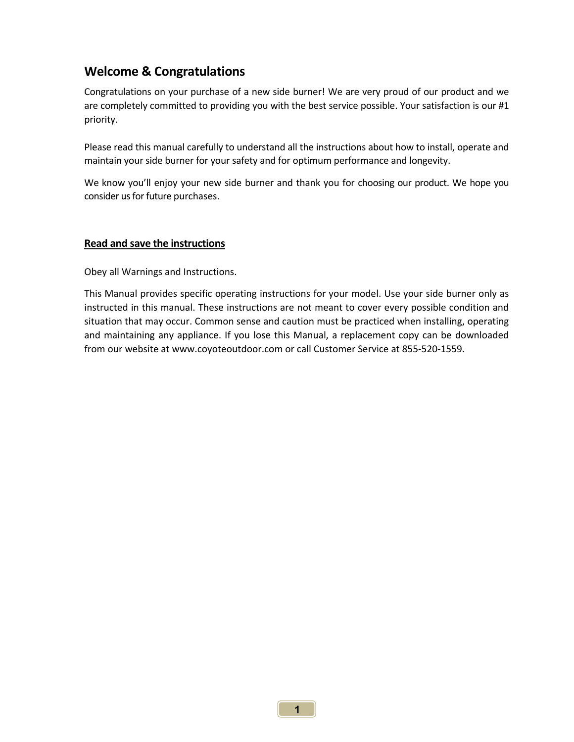## Welcome & Congratulations

Congratulations on your purchase of a new side burner! We are very proud of our product and we are completely committed to providing you with the best service possible. Your satisfaction is our #1 priority.

Please read this manual carefully to understand all the instructions about how to install, operate and maintain your side burner for your safety and for optimum performance and longevity.

We know you'll enjoy your new side burner and thank you for choosing our product. We hope you consider us for future purchases.

### Read and save the instructions

Obey all Warnings and Instructions.

This Manual provides specific operating instructions for your model. Use your side burner only as instructed in this manual. These instructions are not meant to cover every possible condition and situation that may occur. Common sense and caution must be practiced when installing, operating and maintaining any appliance. If you lose this Manual, a replacement copy can be downloaded from our website at www.coyoteoutdoor.com or call Customer Service at 855-520-1559.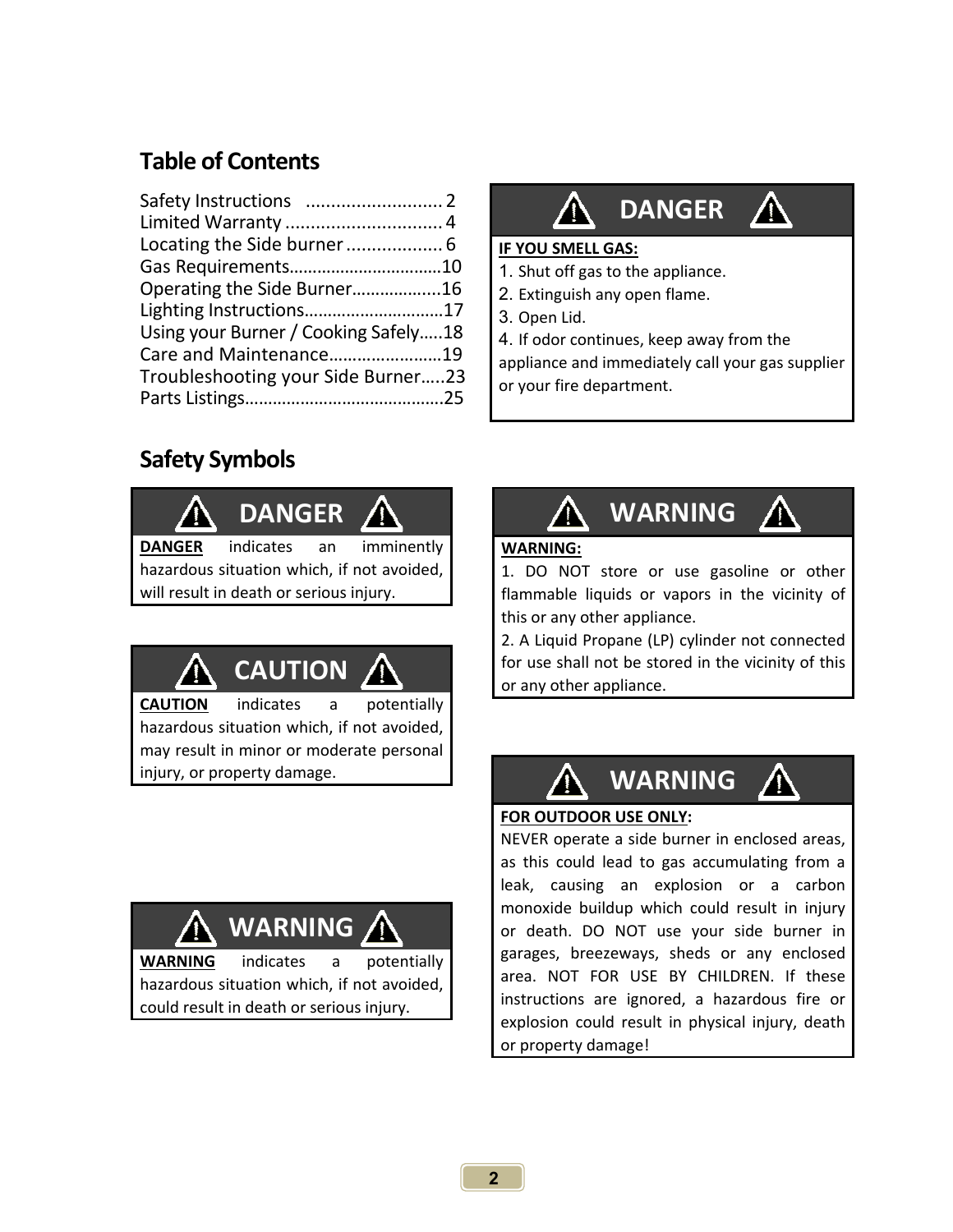## Table of Contents

Safety Instructions ........................... 2
Limited Warranty ............................... 4
Locating the Side burner ................... 6
Gas Requirements................................10
Operating the Side Burner..................16
Lighting Instructions.............................17
Using your Burner / Cooking Safely.....18
Care and Maintenance........................19
Troubleshooting your Side Burner.....23
Parts Listings..........................................25

### DANGER

**IF YOU SMELL GAS:**

1. Shut off gas to the appliance.
2. Extinguish any open flame.
3. Open Lid.
4. If odor continues, keep away from the appliance and immediately call your gas supplier or your fire department.

## Safety Symbols

### DANGER

**DANGER** indicates an imminently hazardous situation which, if not avoided, will result in death or serious injury.

### CAUTION

**CAUTION** indicates a potentially hazardous situation which, if not avoided, may result in minor or moderate personal injury, or property damage.

### WARNING

**WARNING** indicates a potentially hazardous situation which, if not avoided, could result in death or serious injury.

### WARNING

**WARNING:**

1. DO NOT store or use gasoline or other flammable liquids or vapors in the vicinity of this or any other appliance.
2. A Liquid Propane (LP) cylinder not connected for use shall not be stored in the vicinity of this or any other appliance.

### WARNING

**FOR OUTDOOR USE ONLY:**
NEVER operate a side burner in enclosed areas, as this could lead to gas accumulating from a leak, causing an explosion or a carbon monoxide buildup which could result in injury or death. DO NOT use your side burner in garages, breezeways, sheds or any enclosed area. NOT FOR USE BY CHILDREN. If these instructions are ignored, a hazardous fire or explosion could result in physical injury, death or property damage!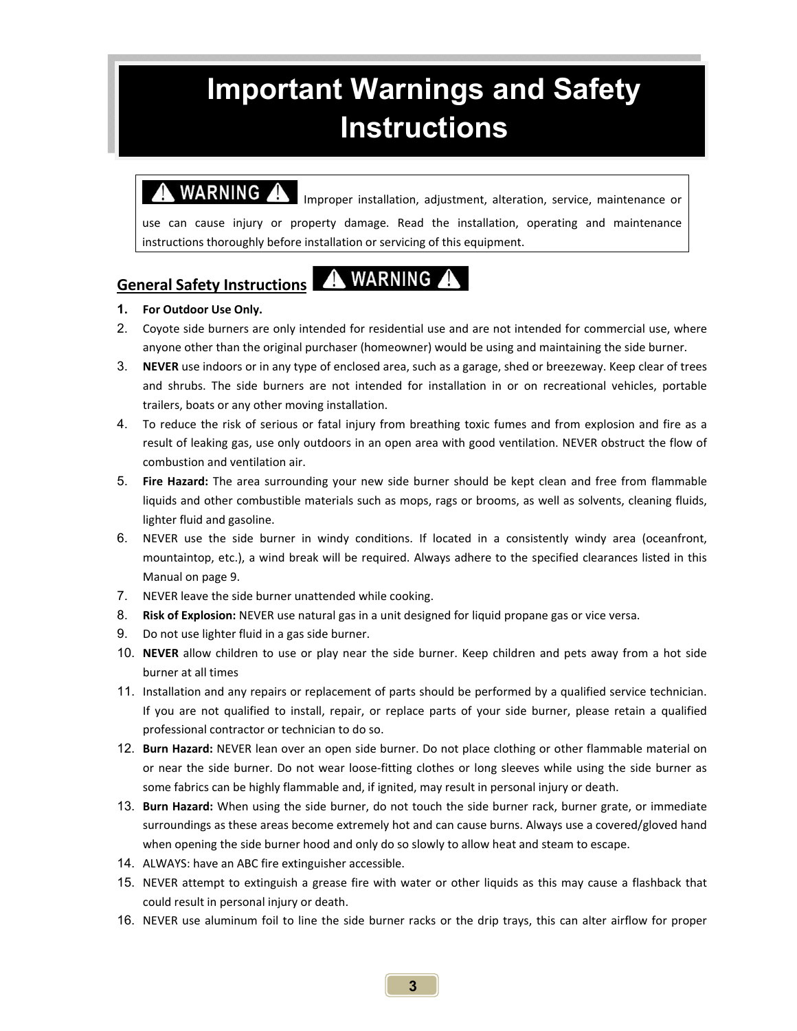# Important Warnings and Safety Instructions

> **⚠ WARNING ⚠** Improper installation, adjustment, alteration, service, maintenance or use can cause injury or property damage. Read the installation, operating and maintenance instructions thoroughly before installation or servicing of this equipment.

## General Safety Instructions **⚠ WARNING ⚠**

1. **For Outdoor Use Only.**
2. Coyote side burners are only intended for residential use and are not intended for commercial use, where anyone other than the original purchaser (homeowner) would be using and maintaining the side burner.
3. **NEVER** use indoors or in any type of enclosed area, such as a garage, shed or breezeway. Keep clear of trees and shrubs. The side burners are not intended for installation in or on recreational vehicles, portable trailers, boats or any other moving installation.
4. To reduce the risk of serious or fatal injury from breathing toxic fumes and from explosion and fire as a result of leaking gas, use only outdoors in an open area with good ventilation. NEVER obstruct the flow of combustion and ventilation air.
5. **Fire Hazard:** The area surrounding your new side burner should be kept clean and free from flammable liquids and other combustible materials such as mops, rags or brooms, as well as solvents, cleaning fluids, lighter fluid and gasoline.
6. NEVER use the side burner in windy conditions. If located in a consistently windy area (oceanfront, mountaintop, etc.), a wind break will be required. Always adhere to the specified clearances listed in this Manual on page 9.
7. NEVER leave the side burner unattended while cooking.
8. **Risk of Explosion:** NEVER use natural gas in a unit designed for liquid propane gas or vice versa.
9. Do not use lighter fluid in a gas side burner.
10. **NEVER** allow children to use or play near the side burner. Keep children and pets away from a hot side burner at all times
11. Installation and any repairs or replacement of parts should be performed by a qualified service technician. If you are not qualified to install, repair, or replace parts of your side burner, please retain a qualified professional contractor or technician to do so.
12. **Burn Hazard:** NEVER lean over an open side burner. Do not place clothing or other flammable material on or near the side burner. Do not wear loose-fitting clothes or long sleeves while using the side burner as some fabrics can be highly flammable and, if ignited, may result in personal injury or death.
13. **Burn Hazard:** When using the side burner, do not touch the side burner rack, burner grate, or immediate surroundings as these areas become extremely hot and can cause burns. Always use a covered/gloved hand when opening the side burner hood and only do so slowly to allow heat and steam to escape.
14. ALWAYS: have an ABC fire extinguisher accessible.
15. NEVER attempt to extinguish a grease fire with water or other liquids as this may cause a flashback that could result in personal injury or death.
16. NEVER use aluminum foil to line the side burner racks or the drip trays, this can alter airflow for proper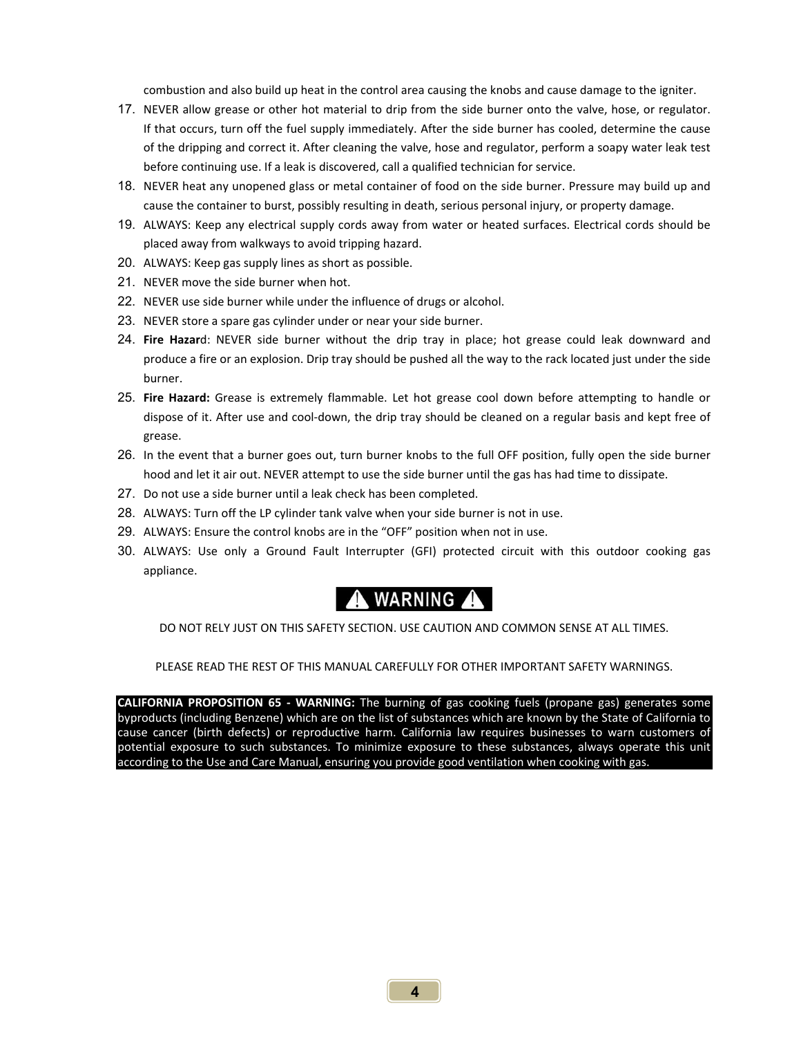combustion and also build up heat in the control area causing the knobs and cause damage to the igniter.

17. NEVER allow grease or other hot material to drip from the side burner onto the valve, hose, or regulator. If that occurs, turn off the fuel supply immediately. After the side burner has cooled, determine the cause of the dripping and correct it. After cleaning the valve, hose and regulator, perform a soapy water leak test before continuing use. If a leak is discovered, call a qualified technician for service.
18. NEVER heat any unopened glass or metal container of food on the side burner. Pressure may build up and cause the container to burst, possibly resulting in death, serious personal injury, or property damage.
19. ALWAYS: Keep any electrical supply cords away from water or heated surfaces. Electrical cords should be placed away from walkways to avoid tripping hazard.
20. ALWAYS: Keep gas supply lines as short as possible.
21. NEVER move the side burner when hot.
22. NEVER use side burner while under the influence of drugs or alcohol.
23. NEVER store a spare gas cylinder under or near your side burner.
24. **Fire Hazar**d: NEVER side burner without the drip tray in place; hot grease could leak downward and produce a fire or an explosion. Drip tray should be pushed all the way to the rack located just under the side burner.
25. **Fire Hazard:** Grease is extremely flammable. Let hot grease cool down before attempting to handle or dispose of it. After use and cool-down, the drip tray should be cleaned on a regular basis and kept free of grease.
26. In the event that a burner goes out, turn burner knobs to the full OFF position, fully open the side burner hood and let it air out. NEVER attempt to use the side burner until the gas has had time to dissipate.
27. Do not use a side burner until a leak check has been completed.
28. ALWAYS: Turn off the LP cylinder tank valve when your side burner is not in use.
29. ALWAYS: Ensure the control knobs are in the "OFF" position when not in use.
30. ALWAYS: Use only a Ground Fault Interrupter (GFI) protected circuit with this outdoor cooking gas appliance.

**⚠ WARNING ⚠**

DO NOT RELY JUST ON THIS SAFETY SECTION. USE CAUTION AND COMMON SENSE AT ALL TIMES.

PLEASE READ THE REST OF THIS MANUAL CAREFULLY FOR OTHER IMPORTANT SAFETY WARNINGS.

**CALIFORNIA PROPOSITION 65 - WARNING:** The burning of gas cooking fuels (propane gas) generates some byproducts (including Benzene) which are on the list of substances which are known by the State of California to cause cancer (birth defects) or reproductive harm. California law requires businesses to warn customers of potential exposure to such substances. To minimize exposure to these substances, always operate this unit according to the Use and Care Manual, ensuring you provide good ventilation when cooking with gas.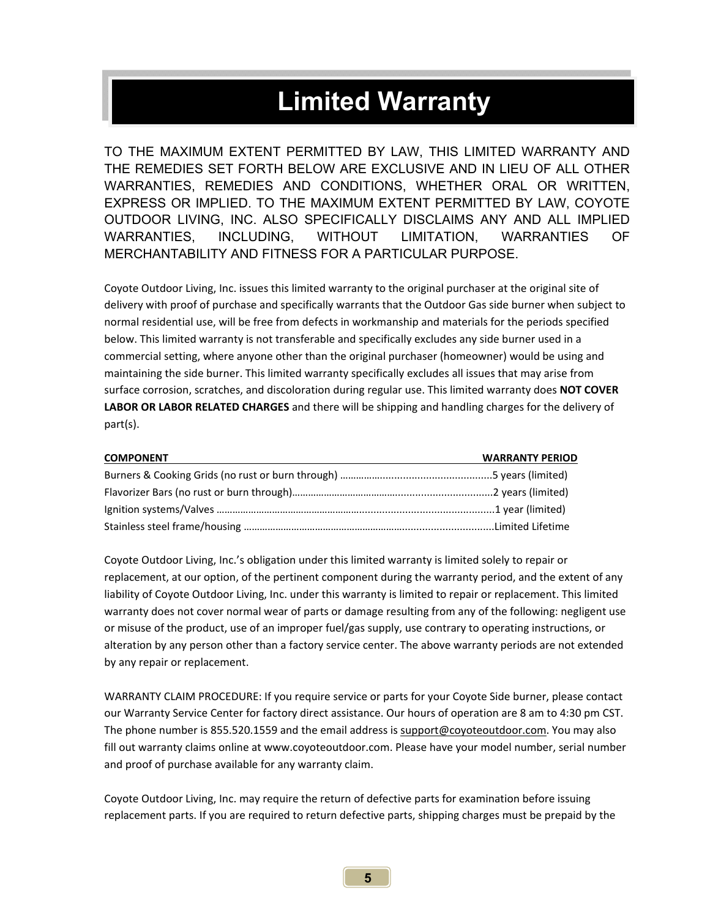# Limited Warranty

TO THE MAXIMUM EXTENT PERMITTED BY LAW, THIS LIMITED WARRANTY AND THE REMEDIES SET FORTH BELOW ARE EXCLUSIVE AND IN LIEU OF ALL OTHER WARRANTIES, REMEDIES AND CONDITIONS, WHETHER ORAL OR WRITTEN, EXPRESS OR IMPLIED. TO THE MAXIMUM EXTENT PERMITTED BY LAW, COYOTE OUTDOOR LIVING, INC. ALSO SPECIFICALLY DISCLAIMS ANY AND ALL IMPLIED WARRANTIES, INCLUDING, WITHOUT LIMITATION, WARRANTIES OF MERCHANTABILITY AND FITNESS FOR A PARTICULAR PURPOSE.

Coyote Outdoor Living, Inc. issues this limited warranty to the original purchaser at the original site of delivery with proof of purchase and specifically warrants that the Outdoor Gas side burner when subject to normal residential use, will be free from defects in workmanship and materials for the periods specified below. This limited warranty is not transferable and specifically excludes any side burner used in a commercial setting, where anyone other than the original purchaser (homeowner) would be using and maintaining the side burner. This limited warranty specifically excludes all issues that may arise from surface corrosion, scratches, and discoloration during regular use. This limited warranty does **NOT COVER LABOR OR LABOR RELATED CHARGES** and there will be shipping and handling charges for the delivery of part(s).

| COMPONENT | WARRANTY PERIOD |
|---|---|
| Burners & Cooking Grids (no rust or burn through) | 5 years (limited) |
| Flavorizer Bars (no rust or burn through) | 2 years (limited) |
| Ignition systems/Valves | 1 year (limited) |
| Stainless steel frame/housing | Limited Lifetime |

Coyote Outdoor Living, Inc.'s obligation under this limited warranty is limited solely to repair or replacement, at our option, of the pertinent component during the warranty period, and the extent of any liability of Coyote Outdoor Living, Inc. under this warranty is limited to repair or replacement. This limited warranty does not cover normal wear of parts or damage resulting from any of the following: negligent use or misuse of the product, use of an improper fuel/gas supply, use contrary to operating instructions, or alteration by any person other than a factory service center. The above warranty periods are not extended by any repair or replacement.

WARRANTY CLAIM PROCEDURE: If you require service or parts for your Coyote Side burner, please contact our Warranty Service Center for factory direct assistance. Our hours of operation are 8 am to 4:30 pm CST. The phone number is 855.520.1559 and the email address is support@coyoteoutdoor.com. You may also fill out warranty claims online at www.coyoteoutdoor.com. Please have your model number, serial number and proof of purchase available for any warranty claim.

Coyote Outdoor Living, Inc. may require the return of defective parts for examination before issuing replacement parts. If you are required to return defective parts, shipping charges must be prepaid by the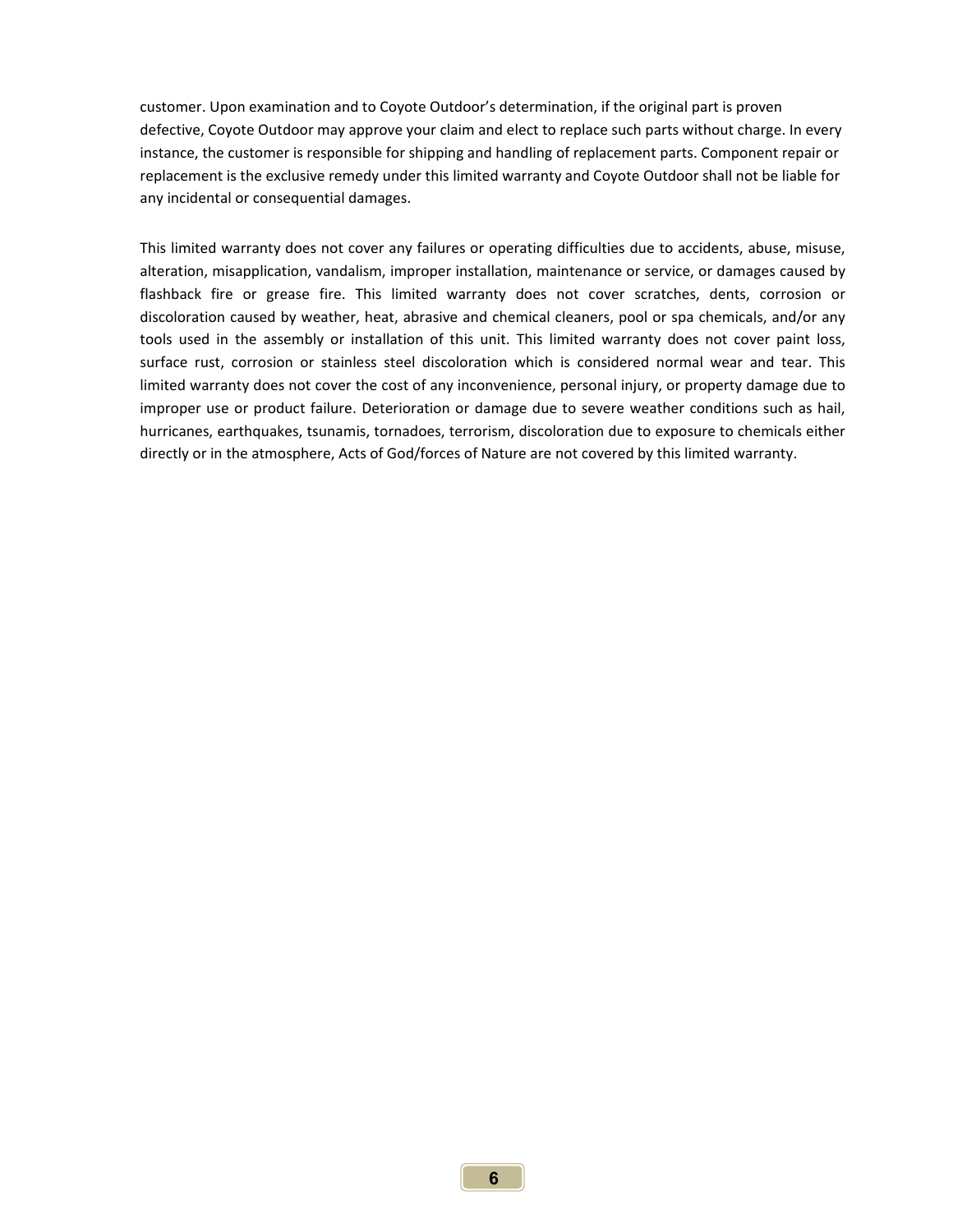customer. Upon examination and to Coyote Outdoor's determination, if the original part is proven defective, Coyote Outdoor may approve your claim and elect to replace such parts without charge. In every instance, the customer is responsible for shipping and handling of replacement parts. Component repair or replacement is the exclusive remedy under this limited warranty and Coyote Outdoor shall not be liable for any incidental or consequential damages.

This limited warranty does not cover any failures or operating difficulties due to accidents, abuse, misuse, alteration, misapplication, vandalism, improper installation, maintenance or service, or damages caused by flashback fire or grease fire. This limited warranty does not cover scratches, dents, corrosion or discoloration caused by weather, heat, abrasive and chemical cleaners, pool or spa chemicals, and/or any tools used in the assembly or installation of this unit. This limited warranty does not cover paint loss, surface rust, corrosion or stainless steel discoloration which is considered normal wear and tear. This limited warranty does not cover the cost of any inconvenience, personal injury, or property damage due to improper use or product failure. Deterioration or damage due to severe weather conditions such as hail, hurricanes, earthquakes, tsunamis, tornadoes, terrorism, discoloration due to exposure to chemicals either directly or in the atmosphere, Acts of God/forces of Nature are not covered by this limited warranty.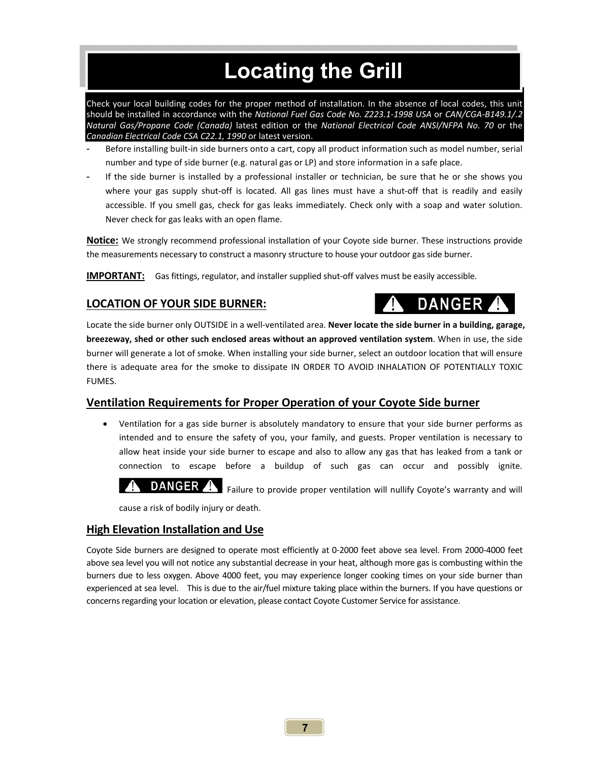# Locating the Grill

Check your local building codes for the proper method of installation. In the absence of local codes, this unit should be installed in accordance with the *National Fuel Gas Code No. Z223.1-1998 USA* or *CAN/CGA-B149.1/.2 Natural Gas/Propane Code (Canada)* latest edition or the *National Electrical Code ANSI/NFPA No. 70* or the *Canadian Electrical Code CSA C22.1, 1990* or latest version.

- Before installing built-in side burners onto a cart, copy all product information such as model number, serial number and type of side burner (e.g. natural gas or LP) and store information in a safe place.
- If the side burner is installed by a professional installer or technician, be sure that he or she shows you where your gas supply shut-off is located. All gas lines must have a shut-off that is readily and easily accessible. If you smell gas, check for gas leaks immediately. Check only with a soap and water solution. Never check for gas leaks with an open flame.

**Notice:** We strongly recommend professional installation of your Coyote side burner. These instructions provide the measurements necessary to construct a masonry structure to house your outdoor gas side burner.

**IMPORTANT:** Gas fittings, regulator, and installer supplied shut-off valves must be easily accessible.

## LOCATION OF YOUR SIDE BURNER:

**⚠ DANGER ⚠**

Locate the side burner only OUTSIDE in a well-ventilated area. **Never locate the side burner in a building, garage, breezeway, shed or other such enclosed areas without an approved ventilation system**. When in use, the side burner will generate a lot of smoke. When installing your side burner, select an outdoor location that will ensure there is adequate area for the smoke to dissipate IN ORDER TO AVOID INHALATION OF POTENTIALLY TOXIC FUMES.

## Ventilation Requirements for Proper Operation of your Coyote Side burner

- Ventilation for a gas side burner is absolutely mandatory to ensure that your side burner performs as intended and to ensure the safety of you, your family, and guests. Proper ventilation is necessary to allow heat inside your side burner to escape and also to allow any gas that has leaked from a tank or connection to escape before a buildup of such gas can occur and possibly ignite.

  **⚠ DANGER ⚠** Failure to provide proper ventilation will nullify Coyote's warranty and will cause a risk of bodily injury or death.

## High Elevation Installation and Use

Coyote Side burners are designed to operate most efficiently at 0-2000 feet above sea level. From 2000-4000 feet above sea level you will not notice any substantial decrease in your heat, although more gas is combusting within the burners due to less oxygen. Above 4000 feet, you may experience longer cooking times on your side burner than experienced at sea level. This is due to the air/fuel mixture taking place within the burners. If you have questions or concerns regarding your location or elevation, please contact Coyote Customer Service for assistance.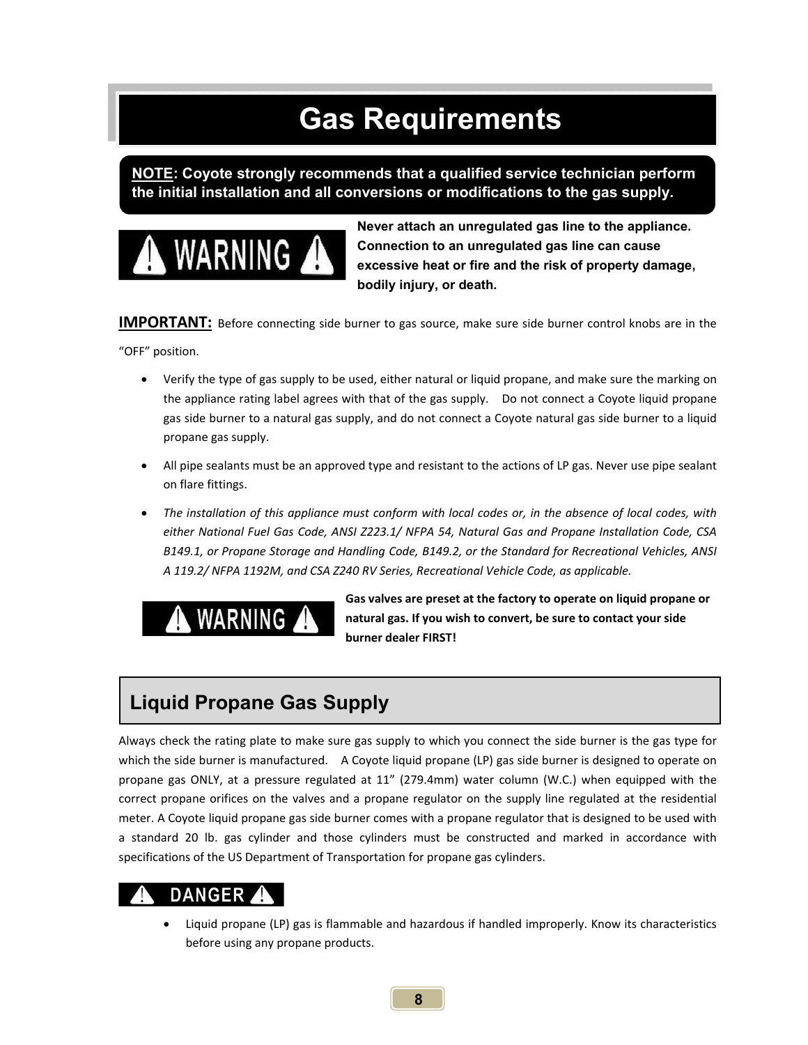# Gas Requirements

**NOTE: Coyote strongly recommends that a qualified service technician perform the initial installation and all conversions or modifications to the gas supply.**

**⚠ WARNING ⚠**

**Never attach an unregulated gas line to the appliance. Connection to an unregulated gas line can cause excessive heat or fire and the risk of property damage, bodily injury, or death.**

**IMPORTANT:** Before connecting side burner to gas source, make sure side burner control knobs are in the "OFF" position.

- Verify the type of gas supply to be used, either natural or liquid propane, and make sure the marking on the appliance rating label agrees with that of the gas supply. Do not connect a Coyote liquid propane gas side burner to a natural gas supply, and do not connect a Coyote natural gas side burner to a liquid propane gas supply.
- All pipe sealants must be an approved type and resistant to the actions of LP gas. Never use pipe sealant on flare fittings.
- *The installation of this appliance must conform with local codes or, in the absence of local codes, with either National Fuel Gas Code, ANSI Z223.1/ NFPA 54, Natural Gas and Propane Installation Code, CSA B149.1, or Propane Storage and Handling Code, B149.2, or the Standard for Recreational Vehicles, ANSI A 119.2/ NFPA 1192M, and CSA Z240 RV Series, Recreational Vehicle Code, as applicable.*

**⚠ WARNING ⚠**

**Gas valves are preset at the factory to operate on liquid propane or natural gas. If you wish to convert, be sure to contact your side burner dealer FIRST!**

## Liquid Propane Gas Supply

Always check the rating plate to make sure gas supply to which you connect the side burner is the gas type for which the side burner is manufactured. A Coyote liquid propane (LP) gas side burner is designed to operate on propane gas ONLY, at a pressure regulated at 11" (279.4mm) water column (W.C.) when equipped with the correct propane orifices on the valves and a propane regulator on the supply line regulated at the residential meter. A Coyote liquid propane gas side burner comes with a propane regulator that is designed to be used with a standard 20 lb. gas cylinder and those cylinders must be constructed and marked in accordance with specifications of the US Department of Transportation for propane gas cylinders.

**⚠ DANGER ⚠**

- Liquid propane (LP) gas is flammable and hazardous if handled improperly. Know its characteristics before using any propane products.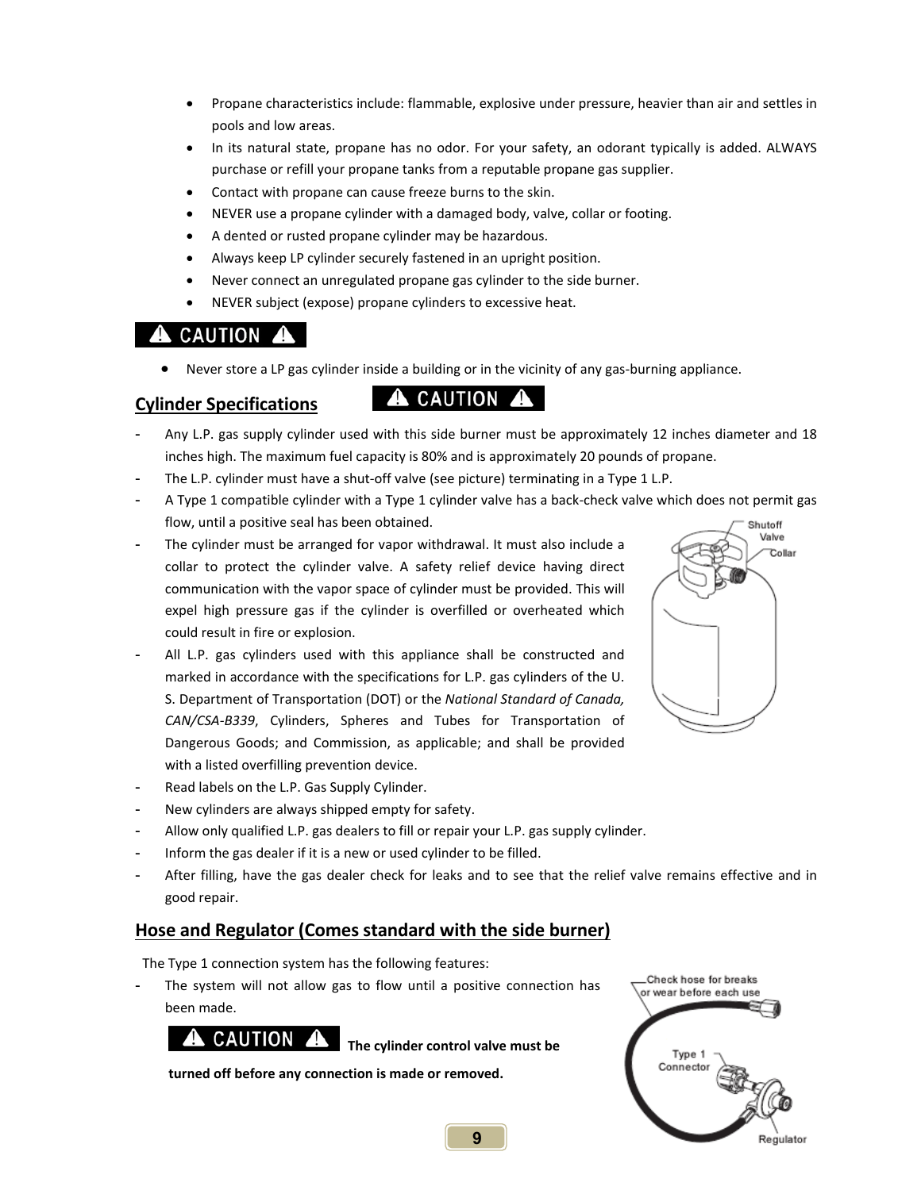- Propane characteristics include: flammable, explosive under pressure, heavier than air and settles in pools and low areas.
- In its natural state, propane has no odor. For your safety, an odorant typically is added. ALWAYS purchase or refill your propane tanks from a reputable propane gas supplier.
- Contact with propane can cause freeze burns to the skin.
- NEVER use a propane cylinder with a damaged body, valve, collar or footing.
- A dented or rusted propane cylinder may be hazardous.
- Always keep LP cylinder securely fastened in an upright position.
- Never connect an unregulated propane gas cylinder to the side burner.
- NEVER subject (expose) propane cylinders to excessive heat.

**⚠ CAUTION ⚠**

- Never store a LP gas cylinder inside a building or in the vicinity of any gas-burning appliance.

## Cylinder Specifications

**⚠ CAUTION ⚠**

- Any L.P. gas supply cylinder used with this side burner must be approximately 12 inches diameter and 18 inches high. The maximum fuel capacity is 80% and is approximately 20 pounds of propane.
- The L.P. cylinder must have a shut-off valve (see picture) terminating in a Type 1 L.P.
- A Type 1 compatible cylinder with a Type 1 cylinder valve has a back-check valve which does not permit gas flow, until a positive seal has been obtained.
- The cylinder must be arranged for vapor withdrawal. It must also include a collar to protect the cylinder valve. A safety relief device having direct communication with the vapor space of cylinder must be provided. This will expel high pressure gas if the cylinder is overfilled or overheated which could result in fire or explosion.
- All L.P. gas cylinders used with this appliance shall be constructed and marked in accordance with the specifications for L.P. gas cylinders of the U. S. Department of Transportation (DOT) or the *National Standard of Canada, CAN/CSA-B339*, Cylinders, Spheres and Tubes for Transportation of Dangerous Goods; and Commission, as applicable; and shall be provided with a listed overfilling prevention device.
- Read labels on the L.P. Gas Supply Cylinder.
- New cylinders are always shipped empty for safety.
- Allow only qualified L.P. gas dealers to fill or repair your L.P. gas supply cylinder.
- Inform the gas dealer if it is a new or used cylinder to be filled.
- After filling, have the gas dealer check for leaks and to see that the relief valve remains effective and in good repair.

Shutoff Valve

Collar

## Hose and Regulator (Comes standard with the side burner)

The Type 1 connection system has the following features:

- The system will not allow gas to flow until a positive connection has been made.

**⚠ CAUTION ⚠** **The cylinder control valve must be turned off before any connection is made or removed.**

Check hose for breaks or wear before each use

Type 1 Connector

Regulator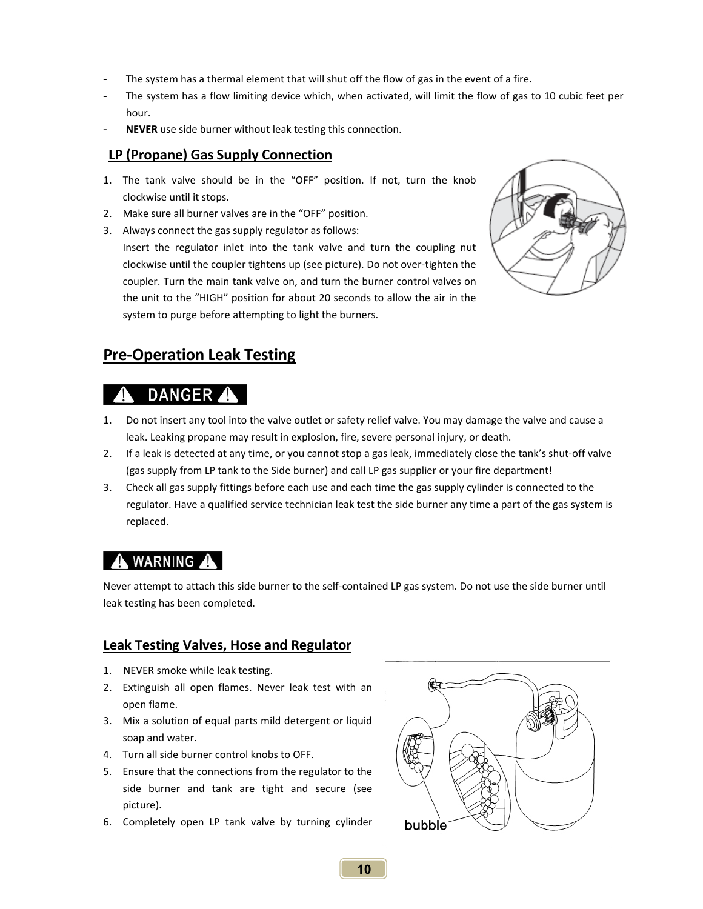- The system has a thermal element that will shut off the flow of gas in the event of a fire.
- The system has a flow limiting device which, when activated, will limit the flow of gas to 10 cubic feet per hour.
- **NEVER** use side burner without leak testing this connection.

## LP (Propane) Gas Supply Connection

1. The tank valve should be in the “OFF” position. If not, turn the knob clockwise until it stops.
2. Make sure all burner valves are in the “OFF” position.
3. Always connect the gas supply regulator as follows:
   Insert the regulator inlet into the tank valve and turn the coupling nut clockwise until the coupler tightens up (see picture). Do not over-tighten the coupler. Turn the main tank valve on, and turn the burner control valves on the unit to the “HIGH” position for about 20 seconds to allow the air in the system to purge before attempting to light the burners.

## Pre-Operation Leak Testing

**⚠ DANGER ⚠**

1. Do not insert any tool into the valve outlet or safety relief valve. You may damage the valve and cause a leak. Leaking propane may result in explosion, fire, severe personal injury, or death.
2. If a leak is detected at any time, or you cannot stop a gas leak, immediately close the tank’s shut-off valve (gas supply from LP tank to the Side burner) and call LP gas supplier or your fire department!
3. Check all gas supply fittings before each use and each time the gas supply cylinder is connected to the regulator. Have a qualified service technician leak test the side burner any time a part of the gas system is replaced.

**⚠ WARNING ⚠**

Never attempt to attach this side burner to the self-contained LP gas system. Do not use the side burner until leak testing has been completed.

### Leak Testing Valves, Hose and Regulator

1. NEVER smoke while leak testing.
2. Extinguish all open flames. Never leak test with an open flame.
3. Mix a solution of equal parts mild detergent or liquid soap and water.
4. Turn all side burner control knobs to OFF.
5. Ensure that the connections from the regulator to the side burner and tank are tight and secure (see picture).
6. Completely open LP tank valve by turning cylinder

bubble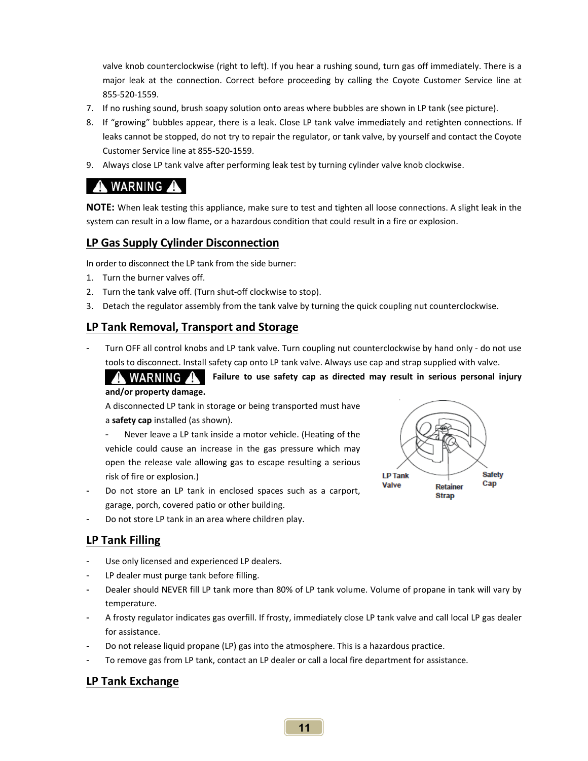valve knob counterclockwise (right to left). If you hear a rushing sound, turn gas off immediately. There is a major leak at the connection. Correct before proceeding by calling the Coyote Customer Service line at 855-520-1559.

7. If no rushing sound, brush soapy solution onto areas where bubbles are shown in LP tank (see picture).
8. If "growing" bubbles appear, there is a leak. Close LP tank valve immediately and retighten connections. If leaks cannot be stopped, do not try to repair the regulator, or tank valve, by yourself and contact the Coyote Customer Service line at 855-520-1559.
9. Always close LP tank valve after performing leak test by turning cylinder valve knob clockwise.

**⚠ WARNING ⚠**

**NOTE:** When leak testing this appliance, make sure to test and tighten all loose connections. A slight leak in the system can result in a low flame, or a hazardous condition that could result in a fire or explosion.

## LP Gas Supply Cylinder Disconnection

In order to disconnect the LP tank from the side burner:

1. Turn the burner valves off.
2. Turn the tank valve off. (Turn shut-off clockwise to stop).
3. Detach the regulator assembly from the tank valve by turning the quick coupling nut counterclockwise.

## LP Tank Removal, Transport and Storage

- Turn OFF all control knobs and LP tank valve. Turn coupling nut counterclockwise by hand only - do not use tools to disconnect. Install safety cap onto LP tank valve. Always use cap and strap supplied with valve.

  **⚠ WARNING ⚠ Failure to use safety cap as directed may result in serious personal injury and/or property damage.**

  A disconnected LP tank in storage or being transported must have a **safety cap** installed (as shown).

  - Never leave a LP tank inside a motor vehicle. (Heating of the vehicle could cause an increase in the gas pressure which may open the release vale allowing gas to escape resulting a serious risk of fire or explosion.)
- Do not store an LP tank in enclosed spaces such as a carport, garage, porch, covered patio or other building.
- Do not store LP tank in an area where children play.

LP Tank Valve — Retainer Strap — Safety Cap

## LP Tank Filling

- Use only licensed and experienced LP dealers.
- LP dealer must purge tank before filling.
- Dealer should NEVER fill LP tank more than 80% of LP tank volume. Volume of propane in tank will vary by temperature.
- A frosty regulator indicates gas overfill. If frosty, immediately close LP tank valve and call local LP gas dealer for assistance.
- Do not release liquid propane (LP) gas into the atmosphere. This is a hazardous practice.
- To remove gas from LP tank, contact an LP dealer or call a local fire department for assistance.

## LP Tank Exchange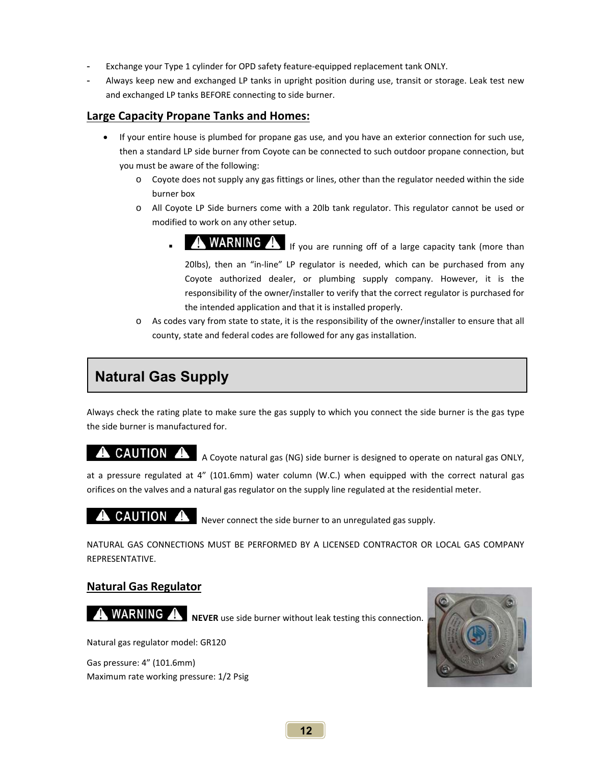- Exchange your Type 1 cylinder for OPD safety feature-equipped replacement tank ONLY.
- Always keep new and exchanged LP tanks in upright position during use, transit or storage. Leak test new and exchanged LP tanks BEFORE connecting to side burner.

## Large Capacity Propane Tanks and Homes:

- If your entire house is plumbed for propane gas use, and you have an exterior connection for such use, then a standard LP side burner from Coyote can be connected to such outdoor propane connection, but you must be aware of the following:
  - Coyote does not supply any gas fittings or lines, other than the regulator needed within the side burner box
  - All Coyote LP Side burners come with a 20lb tank regulator. This regulator cannot be used or modified to work on any other setup.
    - **⚠ WARNING ⚠** If you are running off of a large capacity tank (more than 20lbs), then an "in-line" LP regulator is needed, which can be purchased from any Coyote authorized dealer, or plumbing supply company. However, it is the responsibility of the owner/installer to verify that the correct regulator is purchased for the intended application and that it is installed properly.
  - As codes vary from state to state, it is the responsibility of the owner/installer to ensure that all county, state and federal codes are followed for any gas installation.

# Natural Gas Supply

Always check the rating plate to make sure the gas supply to which you connect the side burner is the gas type the side burner is manufactured for.

**⚠ CAUTION ⚠** A Coyote natural gas (NG) side burner is designed to operate on natural gas ONLY, at a pressure regulated at 4" (101.6mm) water column (W.C.) when equipped with the correct natural gas orifices on the valves and a natural gas regulator on the supply line regulated at the residential meter.

**⚠ CAUTION ⚠** Never connect the side burner to an unregulated gas supply.

NATURAL GAS CONNECTIONS MUST BE PERFORMED BY A LICENSED CONTRACTOR OR LOCAL GAS COMPANY REPRESENTATIVE.

## Natural Gas Regulator

**⚠ WARNING ⚠** **NEVER** use side burner without leak testing this connection.

Natural gas regulator model: GR120

Gas pressure: 4" (101.6mm)
Maximum rate working pressure: 1/2 Psig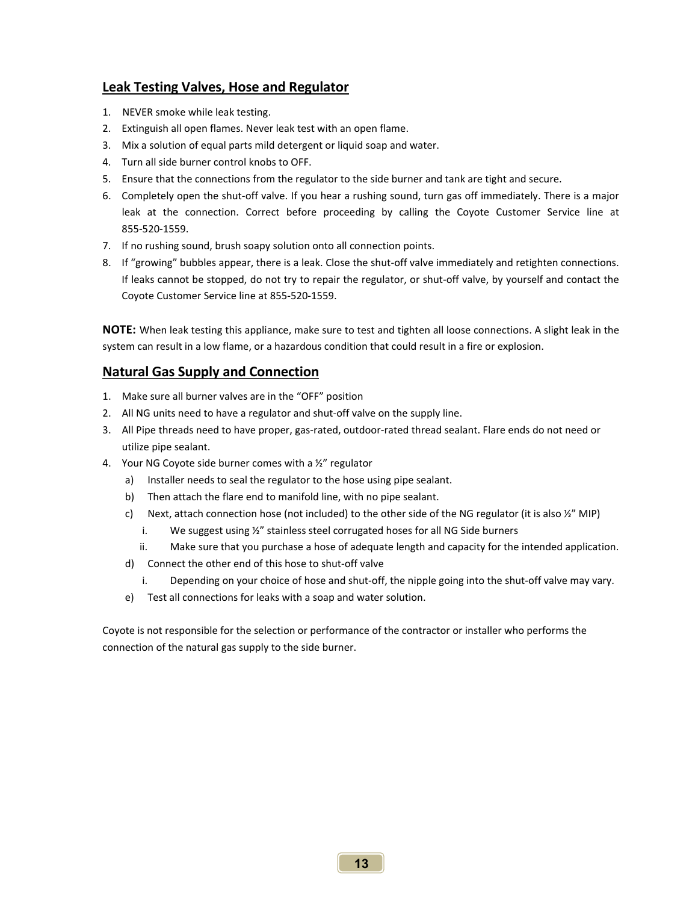## Leak Testing Valves, Hose and Regulator

1. NEVER smoke while leak testing.
2. Extinguish all open flames. Never leak test with an open flame.
3. Mix a solution of equal parts mild detergent or liquid soap and water.
4. Turn all side burner control knobs to OFF.
5. Ensure that the connections from the regulator to the side burner and tank are tight and secure.
6. Completely open the shut-off valve. If you hear a rushing sound, turn gas off immediately. There is a major leak at the connection. Correct before proceeding by calling the Coyote Customer Service line at 855-520-1559.
7. If no rushing sound, brush soapy solution onto all connection points.
8. If "growing" bubbles appear, there is a leak. Close the shut-off valve immediately and retighten connections. If leaks cannot be stopped, do not try to repair the regulator, or shut-off valve, by yourself and contact the Coyote Customer Service line at 855-520-1559.

**NOTE:** When leak testing this appliance, make sure to test and tighten all loose connections. A slight leak in the system can result in a low flame, or a hazardous condition that could result in a fire or explosion.

## Natural Gas Supply and Connection

1. Make sure all burner valves are in the "OFF" position
2. All NG units need to have a regulator and shut-off valve on the supply line.
3. All Pipe threads need to have proper, gas-rated, outdoor-rated thread sealant. Flare ends do not need or utilize pipe sealant.
4. Your NG Coyote side burner comes with a ½" regulator
   a) Installer needs to seal the regulator to the hose using pipe sealant.
   b) Then attach the flare end to manifold line, with no pipe sealant.
   c) Next, attach connection hose (not included) to the other side of the NG regulator (it is also ½" MIP)
      i. We suggest using ½" stainless steel corrugated hoses for all NG Side burners
      ii. Make sure that you purchase a hose of adequate length and capacity for the intended application.
   d) Connect the other end of this hose to shut-off valve
      i. Depending on your choice of hose and shut-off, the nipple going into the shut-off valve may vary.
   e) Test all connections for leaks with a soap and water solution.

Coyote is not responsible for the selection or performance of the contractor or installer who performs the connection of the natural gas supply to the side burner.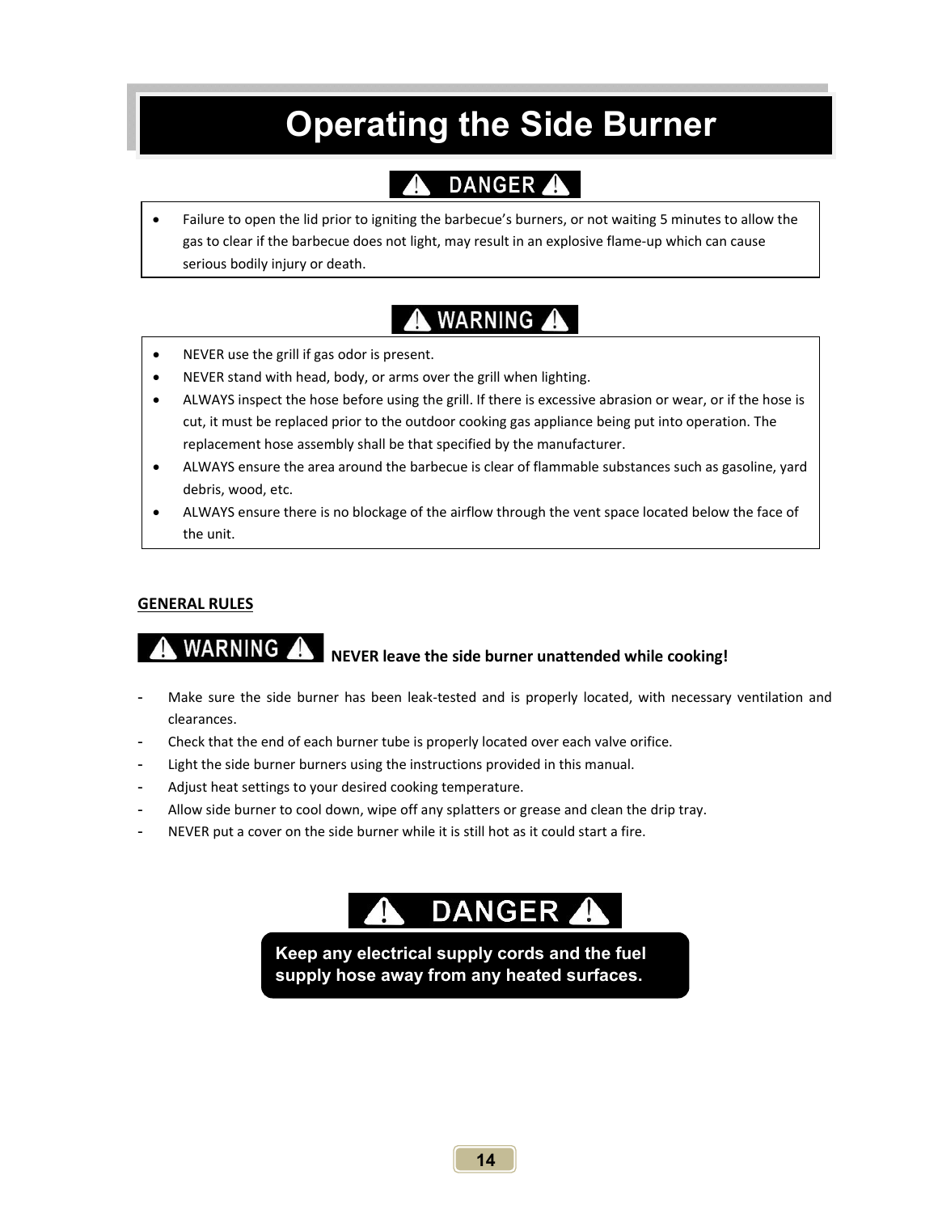# Operating the Side Burner

**⚠ DANGER ⚠**

- Failure to open the lid prior to igniting the barbecue's burners, or not waiting 5 minutes to allow the gas to clear if the barbecue does not light, may result in an explosive flame-up which can cause serious bodily injury or death.

**⚠ WARNING ⚠**

- NEVER use the grill if gas odor is present.
- NEVER stand with head, body, or arms over the grill when lighting.
- ALWAYS inspect the hose before using the grill. If there is excessive abrasion or wear, or if the hose is cut, it must be replaced prior to the outdoor cooking gas appliance being put into operation. The replacement hose assembly shall be that specified by the manufacturer.
- ALWAYS ensure the area around the barbecue is clear of flammable substances such as gasoline, yard debris, wood, etc.
- ALWAYS ensure there is no blockage of the airflow through the vent space located below the face of the unit.

**GENERAL RULES**

**⚠ WARNING ⚠** **NEVER leave the side burner unattended while cooking!**

- Make sure the side burner has been leak-tested and is properly located, with necessary ventilation and clearances.
- Check that the end of each burner tube is properly located over each valve orifice.
- Light the side burner burners using the instructions provided in this manual.
- Adjust heat settings to your desired cooking temperature.
- Allow side burner to cool down, wipe off any splatters or grease and clean the drip tray.
- NEVER put a cover on the side burner while it is still hot as it could start a fire.

**⚠ DANGER ⚠**

**Keep any electrical supply cords and the fuel supply hose away from any heated surfaces.**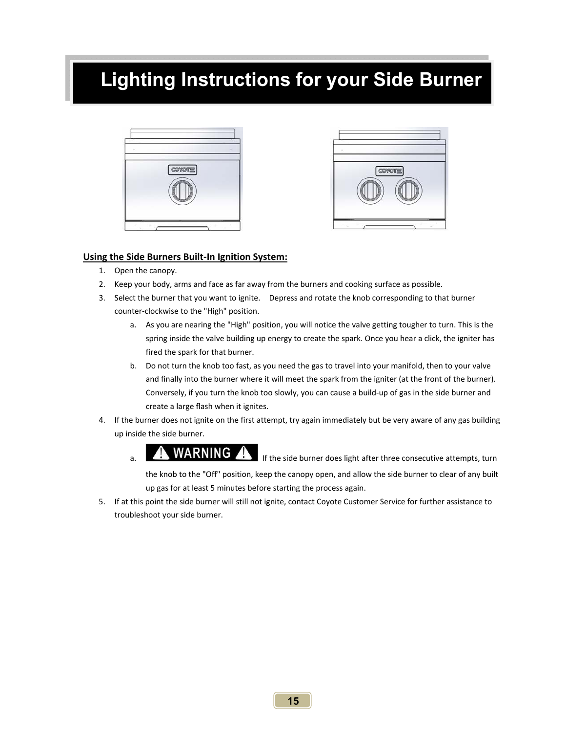# Lighting Instructions for your Side Burner

**Using the Side Burners Built-In Ignition System:**

1. Open the canopy.
2. Keep your body, arms and face as far away from the burners and cooking surface as possible.
3. Select the burner that you want to ignite. Depress and rotate the knob corresponding to that burner counter-clockwise to the "High" position.
   a. As you are nearing the "High" position, you will notice the valve getting tougher to turn. This is the spring inside the valve building up energy to create the spark. Once you hear a click, the igniter has fired the spark for that burner.
   b. Do not turn the knob too fast, as you need the gas to travel into your manifold, then to your valve and finally into the burner where it will meet the spark from the igniter (at the front of the burner). Conversely, if you turn the knob too slowly, you can cause a build-up of gas in the side burner and create a large flash when it ignites.
4. If the burner does not ignite on the first attempt, try again immediately but be very aware of any gas building up inside the side burner.
   a. ⚠ WARNING ⚠ If the side burner does light after three consecutive attempts, turn the knob to the "Off" position, keep the canopy open, and allow the side burner to clear of any built up gas for at least 5 minutes before starting the process again.
5. If at this point the side burner will still not ignite, contact Coyote Customer Service for further assistance to troubleshoot your side burner.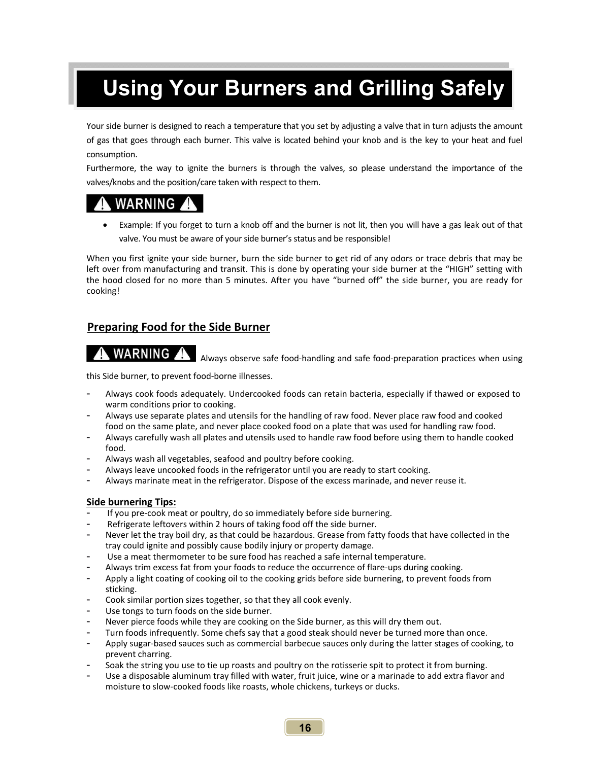# Using Your Burners and Grilling Safely

Your side burner is designed to reach a temperature that you set by adjusting a valve that in turn adjusts the amount of gas that goes through each burner. This valve is located behind your knob and is the key to your heat and fuel consumption.
Furthermore, the way to ignite the burners is through the valves, so please understand the importance of the valves/knobs and the position/care taken with respect to them.

**⚠ WARNING ⚠**

- Example: If you forget to turn a knob off and the burner is not lit, then you will have a gas leak out of that valve. You must be aware of your side burner's status and be responsible!

When you first ignite your side burner, burn the side burner to get rid of any odors or trace debris that may be left over from manufacturing and transit. This is done by operating your side burner at the "HIGH" setting with the hood closed for no more than 5 minutes. After you have "burned off" the side burner, you are ready for cooking!

## Preparing Food for the Side Burner

**⚠ WARNING ⚠** Always observe safe food-handling and safe food-preparation practices when using this Side burner, to prevent food-borne illnesses.

- Always cook foods adequately. Undercooked foods can retain bacteria, especially if thawed or exposed to warm conditions prior to cooking.
- Always use separate plates and utensils for the handling of raw food. Never place raw food and cooked food on the same plate, and never place cooked food on a plate that was used for handling raw food.
- Always carefully wash all plates and utensils used to handle raw food before using them to handle cooked food.
- Always wash all vegetables, seafood and poultry before cooking.
- Always leave uncooked foods in the refrigerator until you are ready to start cooking.
- Always marinate meat in the refrigerator. Dispose of the excess marinade, and never reuse it.

### Side burnering Tips:

- If you pre-cook meat or poultry, do so immediately before side burnering.
- Refrigerate leftovers within 2 hours of taking food off the side burner.
- Never let the tray boil dry, as that could be hazardous. Grease from fatty foods that have collected in the tray could ignite and possibly cause bodily injury or property damage.
- Use a meat thermometer to be sure food has reached a safe internal temperature.
- Always trim excess fat from your foods to reduce the occurrence of flare-ups during cooking.
- Apply a light coating of cooking oil to the cooking grids before side burnering, to prevent foods from sticking.
- Cook similar portion sizes together, so that they all cook evenly.
- Use tongs to turn foods on the side burner.
- Never pierce foods while they are cooking on the Side burner, as this will dry them out.
- Turn foods infrequently. Some chefs say that a good steak should never be turned more than once.
- Apply sugar-based sauces such as commercial barbecue sauces only during the latter stages of cooking, to prevent charring.
- Soak the string you use to tie up roasts and poultry on the rotisserie spit to protect it from burning.
- Use a disposable aluminum tray filled with water, fruit juice, wine or a marinade to add extra flavor and moisture to slow-cooked foods like roasts, whole chickens, turkeys or ducks.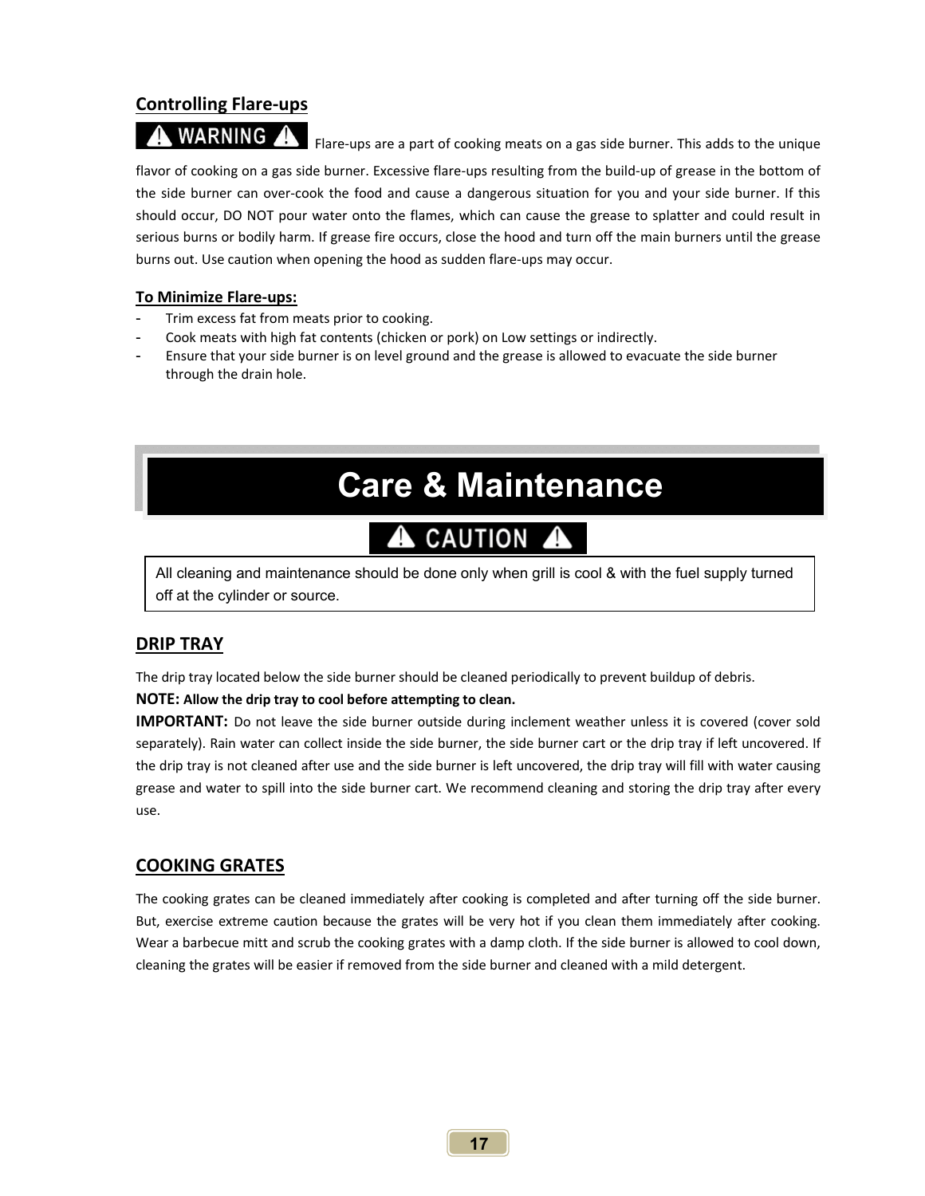## Controlling Flare-ups

**⚠ WARNING ⚠** Flare-ups are a part of cooking meats on a gas side burner. This adds to the unique flavor of cooking on a gas side burner. Excessive flare-ups resulting from the build-up of grease in the bottom of the side burner can over-cook the food and cause a dangerous situation for you and your side burner. If this should occur, DO NOT pour water onto the flames, which can cause the grease to splatter and could result in serious burns or bodily harm. If grease fire occurs, close the hood and turn off the main burners until the grease burns out. Use caution when opening the hood as sudden flare-ups may occur.

### To Minimize Flare-ups:

- Trim excess fat from meats prior to cooking.
- Cook meats with high fat contents (chicken or pork) on Low settings or indirectly.
- Ensure that your side burner is on level ground and the grease is allowed to evacuate the side burner through the drain hole.

# Care & Maintenance

**⚠ CAUTION ⚠**

All cleaning and maintenance should be done only when grill is cool & with the fuel supply turned off at the cylinder or source.

## DRIP TRAY

The drip tray located below the side burner should be cleaned periodically to prevent buildup of debris.

**NOTE: Allow the drip tray to cool before attempting to clean.**

**IMPORTANT:** Do not leave the side burner outside during inclement weather unless it is covered (cover sold separately). Rain water can collect inside the side burner, the side burner cart or the drip tray if left uncovered. If the drip tray is not cleaned after use and the side burner is left uncovered, the drip tray will fill with water causing grease and water to spill into the side burner cart. We recommend cleaning and storing the drip tray after every use.

## COOKING GRATES

The cooking grates can be cleaned immediately after cooking is completed and after turning off the side burner. But, exercise extreme caution because the grates will be very hot if you clean them immediately after cooking. Wear a barbecue mitt and scrub the cooking grates with a damp cloth. If the side burner is allowed to cool down, cleaning the grates will be easier if removed from the side burner and cleaned with a mild detergent.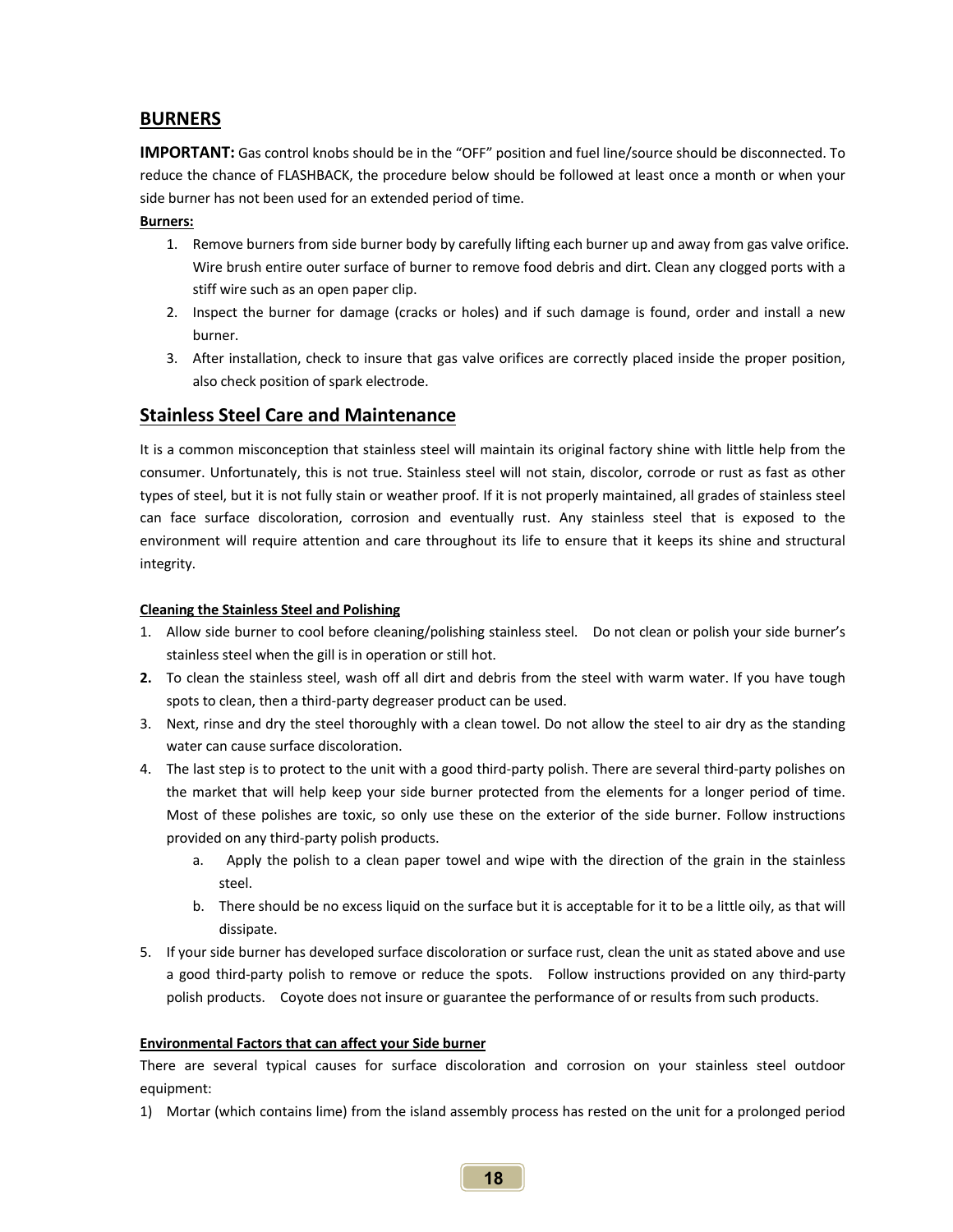## BURNERS

**IMPORTANT:** Gas control knobs should be in the "OFF" position and fuel line/source should be disconnected. To reduce the chance of FLASHBACK, the procedure below should be followed at least once a month or when your side burner has not been used for an extended period of time.

**Burners:**

1. Remove burners from side burner body by carefully lifting each burner up and away from gas valve orifice. Wire brush entire outer surface of burner to remove food debris and dirt. Clean any clogged ports with a stiff wire such as an open paper clip.
2. Inspect the burner for damage (cracks or holes) and if such damage is found, order and install a new burner.
3. After installation, check to insure that gas valve orifices are correctly placed inside the proper position, also check position of spark electrode.

## Stainless Steel Care and Maintenance

It is a common misconception that stainless steel will maintain its original factory shine with little help from the consumer. Unfortunately, this is not true. Stainless steel will not stain, discolor, corrode or rust as fast as other types of steel, but it is not fully stain or weather proof. If it is not properly maintained, all grades of stainless steel can face surface discoloration, corrosion and eventually rust. Any stainless steel that is exposed to the environment will require attention and care throughout its life to ensure that it keeps its shine and structural integrity.

**Cleaning the Stainless Steel and Polishing**

1. Allow side burner to cool before cleaning/polishing stainless steel. Do not clean or polish your side burner's stainless steel when the gill is in operation or still hot.
2. To clean the stainless steel, wash off all dirt and debris from the steel with warm water. If you have tough spots to clean, then a third-party degreaser product can be used.
3. Next, rinse and dry the steel thoroughly with a clean towel. Do not allow the steel to air dry as the standing water can cause surface discoloration.
4. The last step is to protect to the unit with a good third-party polish. There are several third-party polishes on the market that will help keep your side burner protected from the elements for a longer period of time. Most of these polishes are toxic, so only use these on the exterior of the side burner. Follow instructions provided on any third-party polish products.
   a. Apply the polish to a clean paper towel and wipe with the direction of the grain in the stainless steel.
   b. There should be no excess liquid on the surface but it is acceptable for it to be a little oily, as that will dissipate.
5. If your side burner has developed surface discoloration or surface rust, clean the unit as stated above and use a good third-party polish to remove or reduce the spots. Follow instructions provided on any third-party polish products. Coyote does not insure or guarantee the performance of or results from such products.

**Environmental Factors that can affect your Side burner**

There are several typical causes for surface discoloration and corrosion on your stainless steel outdoor equipment:

1) Mortar (which contains lime) from the island assembly process has rested on the unit for a prolonged period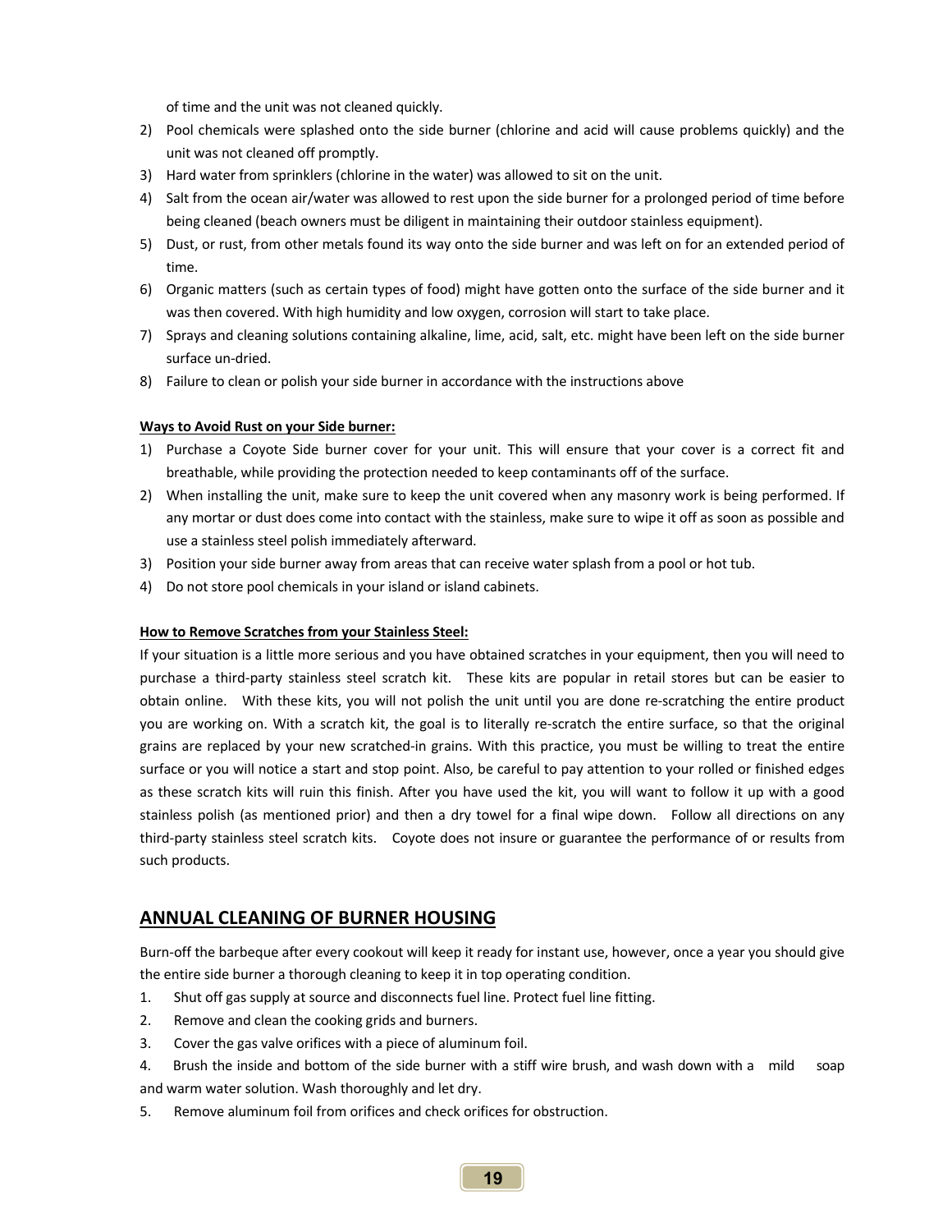of time and the unit was not cleaned quickly.

2) Pool chemicals were splashed onto the side burner (chlorine and acid will cause problems quickly) and the unit was not cleaned off promptly.
3) Hard water from sprinklers (chlorine in the water) was allowed to sit on the unit.
4) Salt from the ocean air/water was allowed to rest upon the side burner for a prolonged period of time before being cleaned (beach owners must be diligent in maintaining their outdoor stainless equipment).
5) Dust, or rust, from other metals found its way onto the side burner and was left on for an extended period of time.
6) Organic matters (such as certain types of food) might have gotten onto the surface of the side burner and it was then covered. With high humidity and low oxygen, corrosion will start to take place.
7) Sprays and cleaning solutions containing alkaline, lime, acid, salt, etc. might have been left on the side burner surface un-dried.
8) Failure to clean or polish your side burner in accordance with the instructions above

**Ways to Avoid Rust on your Side burner:**

1) Purchase a Coyote Side burner cover for your unit. This will ensure that your cover is a correct fit and breathable, while providing the protection needed to keep contaminants off of the surface.
2) When installing the unit, make sure to keep the unit covered when any masonry work is being performed. If any mortar or dust does come into contact with the stainless, make sure to wipe it off as soon as possible and use a stainless steel polish immediately afterward.
3) Position your side burner away from areas that can receive water splash from a pool or hot tub.
4) Do not store pool chemicals in your island or island cabinets.

**How to Remove Scratches from your Stainless Steel:**

If your situation is a little more serious and you have obtained scratches in your equipment, then you will need to purchase a third-party stainless steel scratch kit. These kits are popular in retail stores but can be easier to obtain online. With these kits, you will not polish the unit until you are done re-scratching the entire product you are working on. With a scratch kit, the goal is to literally re-scratch the entire surface, so that the original grains are replaced by your new scratched-in grains. With this practice, you must be willing to treat the entire surface or you will notice a start and stop point. Also, be careful to pay attention to your rolled or finished edges as these scratch kits will ruin this finish. After you have used the kit, you will want to follow it up with a good stainless polish (as mentioned prior) and then a dry towel for a final wipe down. Follow all directions on any third-party stainless steel scratch kits. Coyote does not insure or guarantee the performance of or results from such products.

## ANNUAL CLEANING OF BURNER HOUSING

Burn-off the barbeque after every cookout will keep it ready for instant use, however, once a year you should give the entire side burner a thorough cleaning to keep it in top operating condition.

1. Shut off gas supply at source and disconnects fuel line. Protect fuel line fitting.
2. Remove and clean the cooking grids and burners.
3. Cover the gas valve orifices with a piece of aluminum foil.
4. Brush the inside and bottom of the side burner with a stiff wire brush, and wash down with a mild soap and warm water solution. Wash thoroughly and let dry.
5. Remove aluminum foil from orifices and check orifices for obstruction.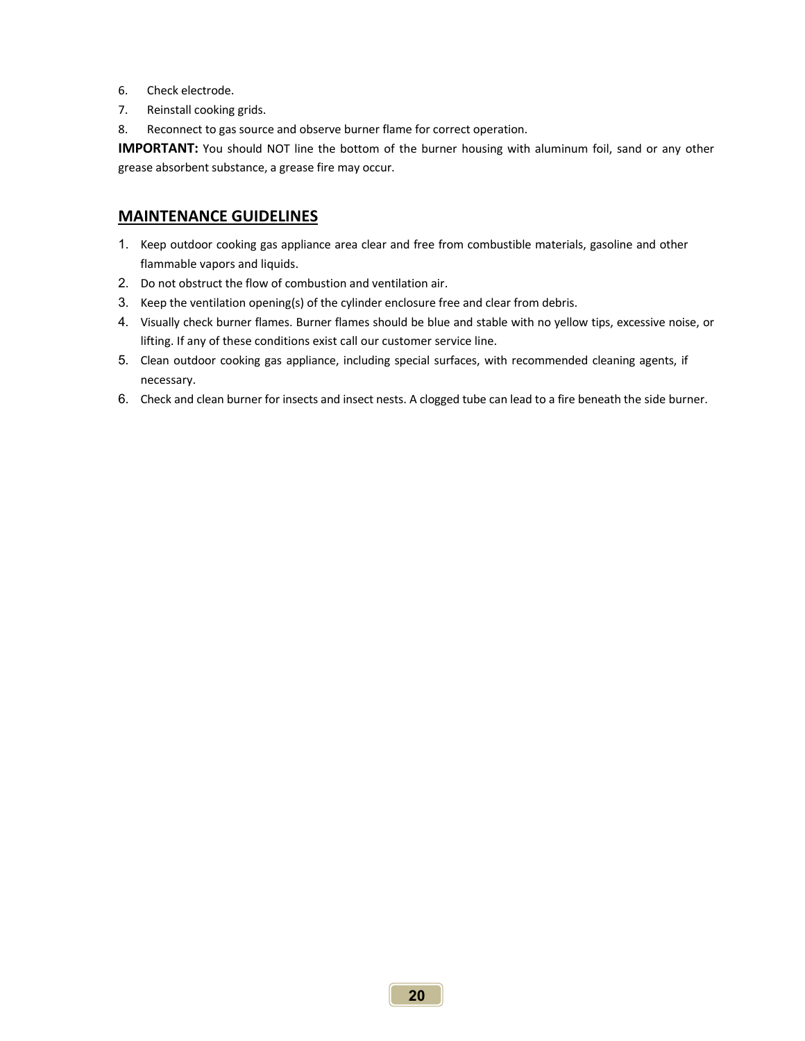6. Check electrode.
7. Reinstall cooking grids.
8. Reconnect to gas source and observe burner flame for correct operation.

**IMPORTANT:** You should NOT line the bottom of the burner housing with aluminum foil, sand or any other grease absorbent substance, a grease fire may occur.

## MAINTENANCE GUIDELINES

1. Keep outdoor cooking gas appliance area clear and free from combustible materials, gasoline and other flammable vapors and liquids.
2. Do not obstruct the flow of combustion and ventilation air.
3. Keep the ventilation opening(s) of the cylinder enclosure free and clear from debris.
4. Visually check burner flames. Burner flames should be blue and stable with no yellow tips, excessive noise, or lifting. If any of these conditions exist call our customer service line.
5. Clean outdoor cooking gas appliance, including special surfaces, with recommended cleaning agents, if necessary.
6. Check and clean burner for insects and insect nests. A clogged tube can lead to a fire beneath the side burner.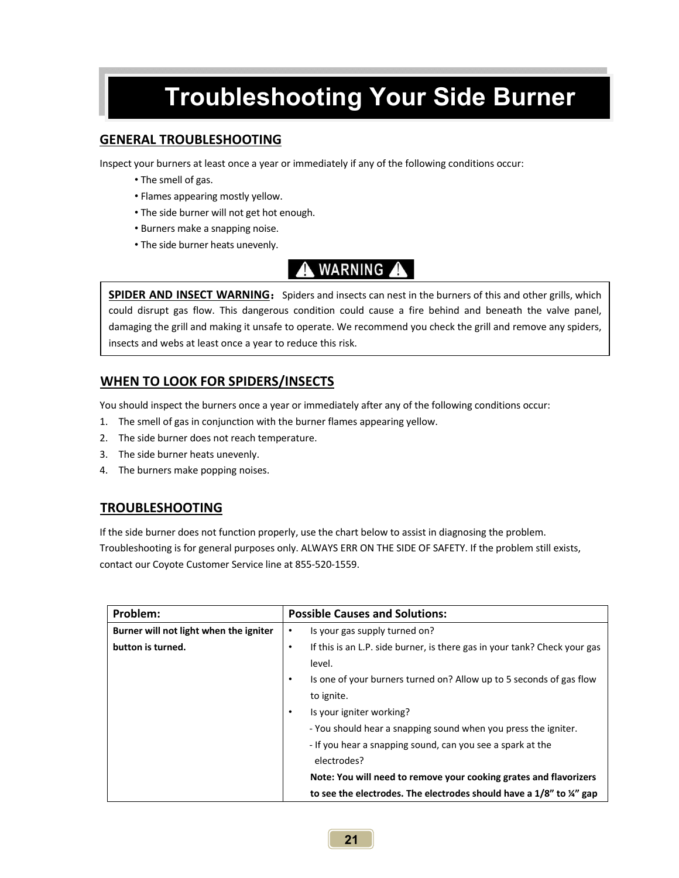# Troubleshooting Your Side Burner

## GENERAL TROUBLESHOOTING

Inspect your burners at least once a year or immediately if any of the following conditions occur:

- The smell of gas.
- Flames appearing mostly yellow.
- The side burner will not get hot enough.
- Burners make a snapping noise.
- The side burner heats unevenly.

**⚠ WARNING ⚠**

> **SPIDER AND INSECT WARNING:** Spiders and insects can nest in the burners of this and other grills, which could disrupt gas flow. This dangerous condition could cause a fire behind and beneath the valve panel, damaging the grill and making it unsafe to operate. We recommend you check the grill and remove any spiders, insects and webs at least once a year to reduce this risk.

## WHEN TO LOOK FOR SPIDERS/INSECTS

You should inspect the burners once a year or immediately after any of the following conditions occur:

1. The smell of gas in conjunction with the burner flames appearing yellow.
2. The side burner does not reach temperature.
3. The side burner heats unevenly.
4. The burners make popping noises.

## TROUBLESHOOTING

If the side burner does not function properly, use the chart below to assist in diagnosing the problem. Troubleshooting is for general purposes only. ALWAYS ERR ON THE SIDE OF SAFETY. If the problem still exists, contact our Coyote Customer Service line at 855-520-1559.

| Problem: | Possible Causes and Solutions: |
|---|---|
| **Burner will not light when the igniter button is turned.** | • Is your gas supply turned on?<br>• If this is an L.P. side burner, is there gas in your tank? Check your gas level.<br>• Is one of your burners turned on? Allow up to 5 seconds of gas flow to ignite.<br>• Is your igniter working?<br>- You should hear a snapping sound when you press the igniter.<br>- If you hear a snapping sound, can you see a spark at the electrodes?<br>**Note: You will need to remove your cooking grates and flavorizers to see the electrodes. The electrodes should have a 1/8” to ¼” gap** |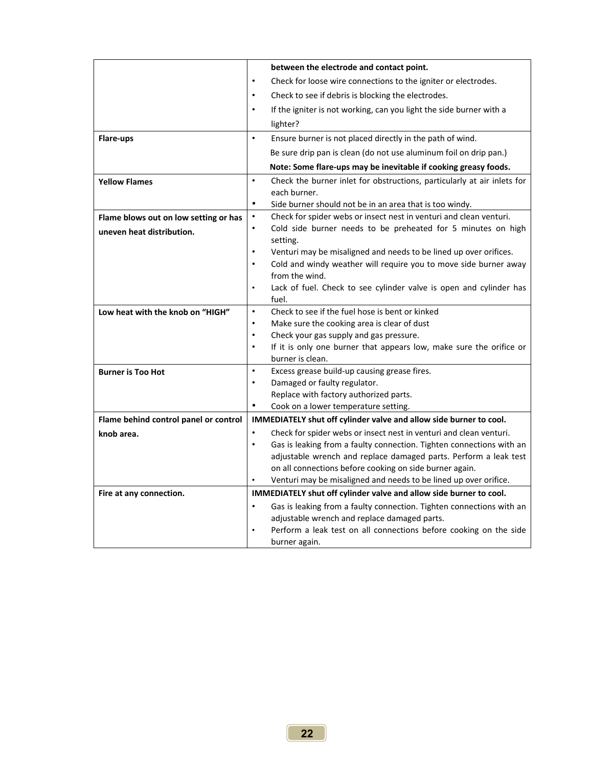| | |
|---|---|
| | **between the electrode and contact point.**<br>• Check for loose wire connections to the igniter or electrodes.<br>• Check to see if debris is blocking the electrodes.<br>• If the igniter is not working, can you light the side burner with a lighter? |
| **Flare-ups** | • Ensure burner is not placed directly in the path of wind.<br>Be sure drip pan is clean (do not use aluminum foil on drip pan.)<br>**Note: Some flare-ups may be inevitable if cooking greasy foods.** |
| **Yellow Flames** | • Check the burner inlet for obstructions, particularly at air inlets for each burner.<br>• Side burner should not be in an area that is too windy. |
| **Flame blows out on low setting or has uneven heat distribution.** | • Check for spider webs or insect nest in venturi and clean venturi.<br>• Cold side burner needs to be preheated for 5 minutes on high setting.<br>• Venturi may be misaligned and needs to be lined up over orifices.<br>• Cold and windy weather will require you to move side burner away from the wind.<br>• Lack of fuel. Check to see cylinder valve is open and cylinder has fuel. |
| **Low heat with the knob on "HIGH"** | • Check to see if the fuel hose is bent or kinked<br>• Make sure the cooking area is clear of dust<br>• Check your gas supply and gas pressure.<br>• If it is only one burner that appears low, make sure the orifice or burner is clean. |
| **Burner is Too Hot** | • Excess grease build-up causing grease fires.<br>• Damaged or faulty regulator.<br>Replace with factory authorized parts.<br>• Cook on a lower temperature setting. |
| **Flame behind control panel or control knob area.** | **IMMEDIATELY shut off cylinder valve and allow side burner to cool.**<br>• Check for spider webs or insect nest in venturi and clean venturi.<br>• Gas is leaking from a faulty connection. Tighten connections with an adjustable wrench and replace damaged parts. Perform a leak test on all connections before cooking on side burner again.<br>• Venturi may be misaligned and needs to be lined up over orifice. |
| **Fire at any connection.** | **IMMEDIATELY shut off cylinder valve and allow side burner to cool.**<br>• Gas is leaking from a faulty connection. Tighten connections with an adjustable wrench and replace damaged parts.<br>• Perform a leak test on all connections before cooking on the side burner again. |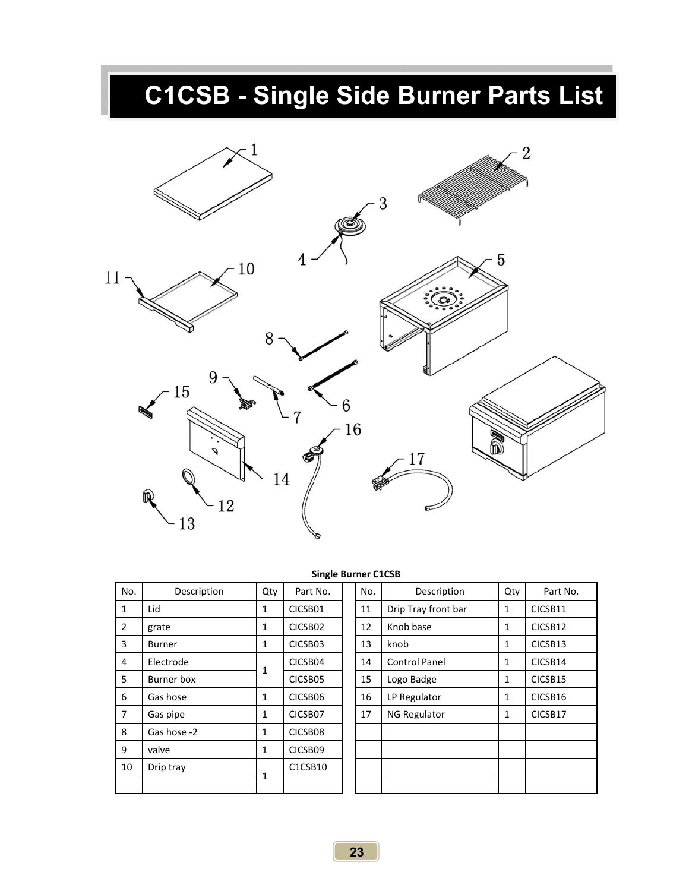# C1CSB - Single Side Burner Parts List

1
2
3
4
5
6
7
8
9
10
11
12
13
14
15
16
17

**Single Burner C1CSB**

| No. | Description | Qty | Part No. | | No. | Description | Qty | Part No. |
|---|---|---|---|---|---|---|---|---|
| 1 | Lid | 1 | CICSB01 | | 11 | Drip Tray front bar | 1 | CICSB11 |
| 2 | grate | 1 | CICSB02 | | 12 | Knob base | 1 | CICSB12 |
| 3 | Burner | 1 | CICSB03 | | 13 | knob | 1 | CICSB13 |
| 4 | Electrode | 1 | CICSB04 | | 14 | Control Panel | 1 | CICSB14 |
| 5 | Burner box | | CICSB05 | | 15 | Logo Badge | 1 | CICSB15 |
| 6 | Gas hose | 1 | CICSB06 | | 16 | LP Regulator | 1 | CICSB16 |
| 7 | Gas pipe | 1 | CICSB07 | | 17 | NG Regulator | 1 | CICSB17 |
| 8 | Gas hose -2 | 1 | CICSB08 | | | | | |
| 9 | valve | 1 | CICSB09 | | | | | |
| 10 | Drip tray | 1 | C1CSB10 | | | | | |
| | | | | | | | | |